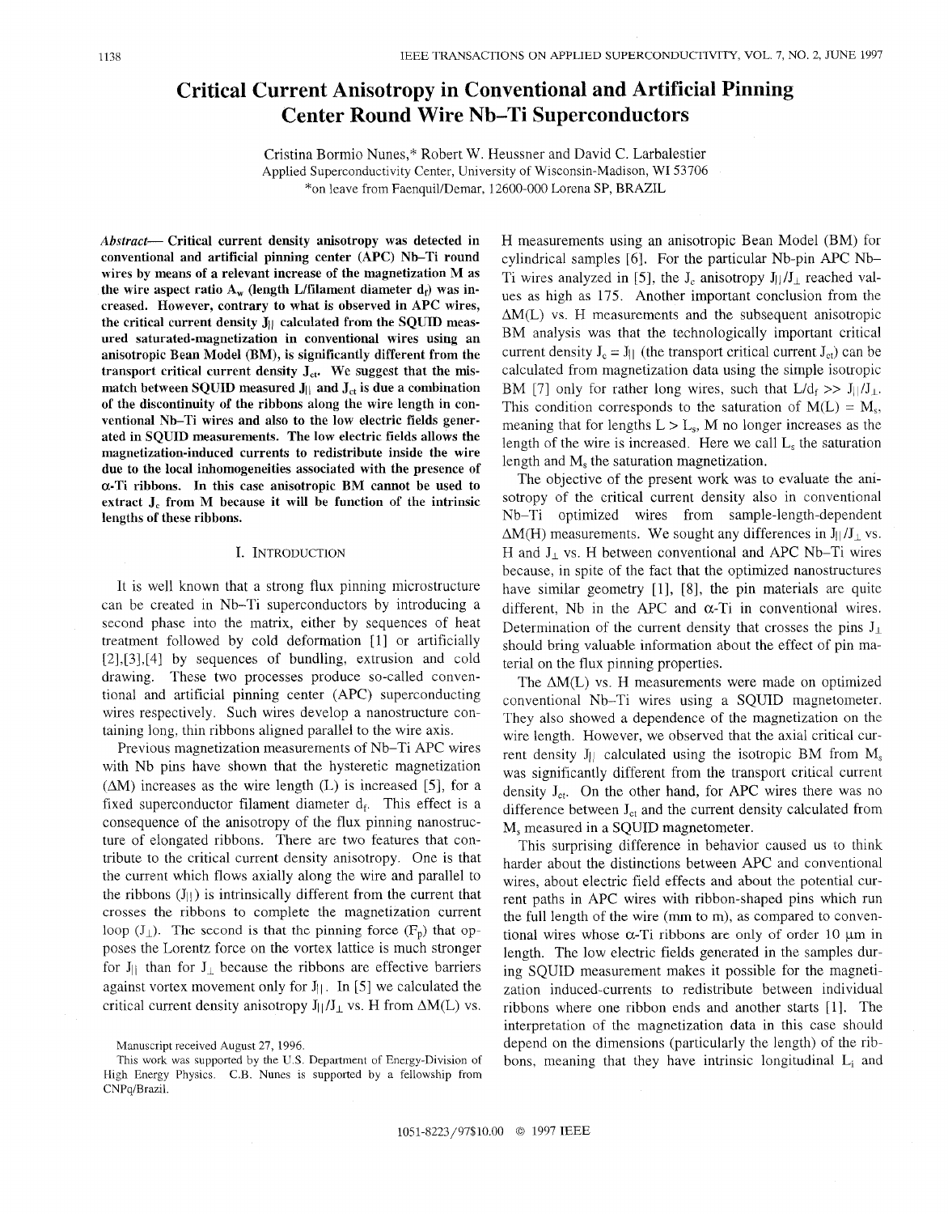# Critical Current Anisotropy in Conventional and Artificial Pinning Center Round Wire Nb–Ti Superconductors

Cristina Bormio Nunes,* Robert W. Heussner and David C. Larbalestier

Applied Superconductivity Center, University of Wisconsin-Madison, WI 53706

*on leave from Faenquil/Demar, 12600-000 Lorena SP, BRAZIL

***Abstract*— Critical current density anisotropy was detected in conventional and artificial pinning center (APC) Nb–Ti round wires by means of a relevant increase of the magnetization M as the wire aspect ratio $A_w$ (length L/filament diameter $d_f$) was increased. However, contrary to what is observed in APC wires, the critical current density $J_{||}$ calculated from the SQUID measured saturated-magnetization in conventional wires using an anisotropic Bean Model (BM), is significantly different from the transport critical current density $J_{ct}$. We suggest that the mismatch between SQUID measured $J_{||}$ and $J_{ct}$ is due a combination of the discontinuity of the ribbons along the wire length in conventional Nb–Ti wires and also to the low electric fields generated in SQUID measurements. The low electric fields allows the magnetization-induced currents to redistribute inside the wire due to the local inhomogeneities associated with the presence of α-Ti ribbons. In this case anisotropic BM cannot be used to extract $J_c$ from M because it will be function of the intrinsic lengths of these ribbons.**

## I. Introduction

It is well known that a strong flux pinning microstructure can be created in Nb–Ti superconductors by introducing a second phase into the matrix, either by sequences of heat treatment followed by cold deformation [1] or artificially [2],[3],[4] by sequences of bundling, extrusion and cold drawing. These two processes produce so-called conventional and artificial pinning center (APC) superconducting wires respectively. Such wires develop a nanostructure containing long, thin ribbons aligned parallel to the wire axis.

Previous magnetization measurements of Nb–Ti APC wires with Nb pins have shown that the hysteretic magnetization (ΔM) increases as the wire length (L) is increased [5], for a fixed superconductor filament diameter $d_f$. This effect is a consequence of the anisotropy of the flux pinning nanostructure of elongated ribbons. There are two features that contribute to the critical current density anisotropy. One is that the current which flows axially along the wire and parallel to the ribbons ($J_{||}$) is intrinsically different from the current that crosses the ribbons to complete the magnetization current loop ($J_{\perp}$). The second is that the pinning force ($F_p$) that opposes the Lorentz force on the vortex lattice is much stronger for $J_{||}$ than for $J_{\perp}$ because the ribbons are effective barriers against vortex movement only for $J_{||}$. In [5] we calculated the critical current density anisotropy $J_{||}/J_{\perp}$ vs. H from ΔM(L) vs. H measurements using an anisotropic Bean Model (BM) for cylindrical samples [6]. For the particular Nb-pin APC Nb–Ti wires analyzed in [5], the $J_c$ anisotropy $J_{||}/J_{\perp}$ reached values as high as 175. Another important conclusion from the ΔM(L) vs. H measurements and the subsequent anisotropic BM analysis was that the technologically important critical current density $J_c = J_{||}$ (the transport critical current $J_{ct}$) can be calculated from magnetization data using the simple isotropic BM [7] only for rather long wires, such that $L/d_f >> J_{||}/J_{\perp}$. This condition corresponds to the saturation of $M(L) = M_s$, meaning that for lengths $L > L_s$, M no longer increases as the length of the wire is increased. Here we call $L_s$ the saturation length and $M_s$ the saturation magnetization.

The objective of the present work was to evaluate the anisotropy of the critical current density also in conventional Nb–Ti optimized wires from sample-length-dependent ΔM(H) measurements. We sought any differences in $J_{||}/J_{\perp}$ vs. H and $J_{\perp}$ vs. H between conventional and APC Nb–Ti wires because, in spite of the fact that the optimized nanostructures have similar geometry [1], [8], the pin materials are quite different, Nb in the APC and α-Ti in conventional wires. Determination of the current density that crosses the pins $J_{\perp}$ should bring valuable information about the effect of pin material on the flux pinning properties.

The ΔM(L) vs. H measurements were made on optimized conventional Nb–Ti wires using a SQUID magnetometer. They also showed a dependence of the magnetization on the wire length. However, we observed that the axial critical current density $J_{||}$ calculated using the isotropic BM from $M_s$ was significantly different from the transport critical current density $J_{ct}$. On the other hand, for APC wires there was no difference between $J_{ct}$ and the current density calculated from $M_s$ measured in a SQUID magnetometer.

This surprising difference in behavior caused us to think harder about the distinctions between APC and conventional wires, about electric field effects and about the potential current paths in APC wires with ribbon-shaped pins which run the full length of the wire (mm to m), as compared to conventional wires whose α-Ti ribbons are only of order 10 μm in length. The low electric fields generated in the samples during SQUID measurement makes it possible for the magnetization induced-currents to redistribute between individual ribbons where one ribbon ends and another starts [1]. The interpretation of the magnetization data in this case should depend on the dimensions (particularly the length) of the ribbons, meaning that they have intrinsic longitudinal $L_i$ and

Manuscript received August 27, 1996.

This work was supported by the U.S. Department of Energy-Division of High Energy Physics. C.B. Nunes is supported by a fellowship from CNPq/Brazil.

1051-8223/97$10.00 © 1997 IEEE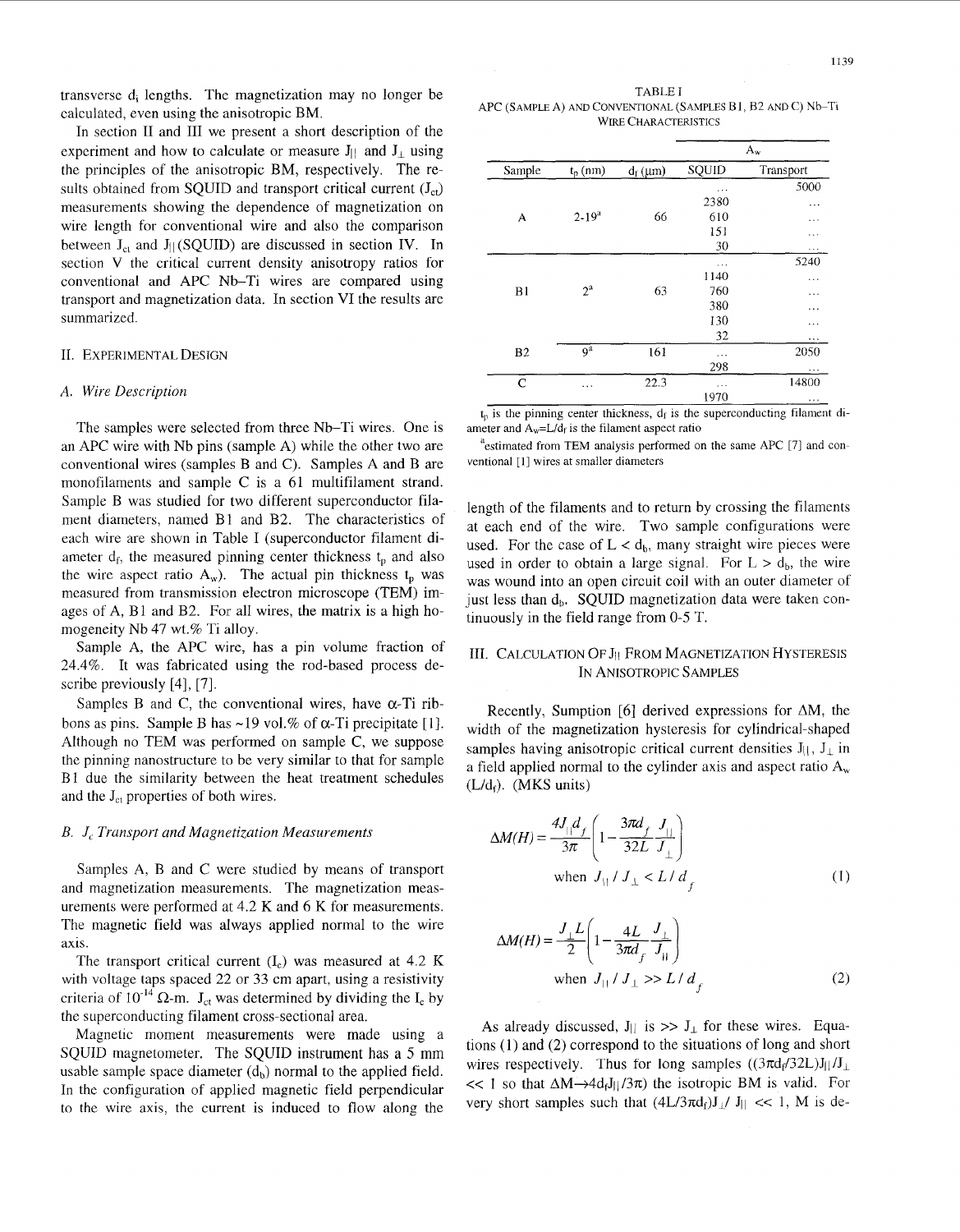transverse $d_t$ lengths. The magnetization may no longer be calculated, even using the anisotropic BM.

In section II and III we present a short description of the experiment and how to calculate or measure $J_{||}$ and $J_{\perp}$ using the principles of the anisotropic BM, respectively. The results obtained from SQUID and transport critical current ($J_{ct}$) measurements showing the dependence of magnetization on wire length for conventional wire and also the comparison between $J_{ct}$ and $J_{||}$(SQUID) are discussed in section IV. In section V the critical current density anisotropy ratios for conventional and APC Nb–Ti wires are compared using transport and magnetization data. In section VI the results are summarized.

## II. Experimental Design

### A. Wire Description

The samples were selected from three Nb–Ti wires. One is an APC wire with Nb pins (sample A) while the other two are conventional wires (samples B and C). Samples A and B are monofilaments and sample C is a 61 multifilament strand. Sample B was studied for two different superconductor filament diameters, named B1 and B2. The characteristics of each wire are shown in Table I (superconductor filament diameter $d_f$, the measured pinning center thickness $t_p$ and also the wire aspect ratio $A_w$). The actual pin thickness $t_p$ was measured from transmission electron microscope (TEM) images of A, B1 and B2. For all wires, the matrix is a high homogeneity Nb 47 wt.% Ti alloy.

Sample A, the APC wire, has a pin volume fraction of 24.4%. It was fabricated using the rod-based process describe previously [4], [7].

Samples B and C, the conventional wires, have α-Ti ribbons as pins. Sample B has ~19 vol.% of α-Ti precipitate [1]. Although no TEM was performed on sample C, we suppose the pinning nanostructure to be very similar to that for sample B1 due the similarity between the heat treatment schedules and the $J_{ct}$ properties of both wires.

### B. $J_c$ Transport and Magnetization Measurements

Samples A, B and C were studied by means of transport and magnetization measurements. The magnetization measurements were performed at 4.2 K and 6 K for measurements. The magnetic field was always applied normal to the wire axis.

The transport critical current ($I_c$) was measured at 4.2 K with voltage taps spaced 22 or 33 cm apart, using a resistivity criteria of $10^{-14}$ Ω-m. $J_{ct}$ was determined by dividing the $I_c$ by the superconducting filament cross-sectional area.

Magnetic moment measurements were made using a SQUID magnetometer. The SQUID instrument has a 5 mm usable sample space diameter ($d_b$) normal to the applied field. In the configuration of applied magnetic field perpendicular to the wire axis, the current is induced to flow along the length of the filaments and to return by crossing the filaments at each end of the wire. Two sample configurations were used. For the case of $L < d_b$, many straight wire pieces were used in order to obtain a large signal. For $L > d_b$, the wire was wound into an open circuit coil with an outer diameter of just less than $d_b$. SQUID magnetization data were taken continuously in the field range from 0-5 T.

TABLE I
APC (Sample A) and Conventional (Samples B1, B2 and C) Nb–Ti Wire Characteristics

| Sample | $t_p$ (nm) | $d_f$ (μm) | $A_w$ SQUID | $A_w$ Transport |
|---|---|---|---|---|
| A | 2-19[a] | 66 | ... | 5000 |
| | | | 2380 | ... |
| | | | 610 | ... |
| | | | 151 | ... |
| | | | 30 | ... |
| B1 | 2[a] | 63 | ... | 5240 |
| | | | 1140 | ... |
| | | | 760 | ... |
| | | | 380 | ... |
| | | | 130 | ... |
| | | | 32 | ... |
| B2 | 9[a] | 161 | ... | 2050 |
| | | | 298 | ... |
| C | ... | 22.3 | ... | 14800 |
| | | | 1970 | ... |

$t_p$ is the pinning center thickness, $d_f$ is the superconducting filament diameter and $A_w$=L/$d_f$ is the filament aspect ratio

[a]estimated from TEM analysis performed on the same APC [7] and conventional [1] wires at smaller diameters

## III. Calculation of $J_{||}$ from Magnetization Hysteresis in Anisotropic Samples

Recently, Sumption [6] derived expressions for ΔM, the width of the magnetization hysteresis for cylindrical-shaped samples having anisotropic critical current densities $J_{||}$, $J_{\perp}$ in a field applied normal to the cylinder axis and aspect ratio $A_w$ ($L/d_f$). (MKS units)

$$\Delta M(H) = \frac{4J_{||}d_f}{3\pi}\left(1 - \frac{3\pi d_f}{32L}\frac{J_{||}}{J_{\perp}}\right) \quad \text{when } J_{||}/J_{\perp} < L/d_f \tag{1}$$

$$\Delta M(H) = \frac{J_{\perp}L}{2}\left(1 - \frac{4L}{3\pi d_f}\frac{J_{\perp}}{J_{||}}\right) \quad \text{when } J_{||}/J_{\perp} >> L/d_f \tag{2}$$

As already discussed, $J_{||}$ is >> $J_{\perp}$ for these wires. Equations (1) and (2) correspond to the situations of long and short wires respectively. Thus for long samples $((3\pi d_f/32L)J_{||}/J_{\perp}$ << 1 so that $\Delta M \rightarrow 4d_fJ_{||}/3\pi)$ the isotropic BM is valid. For very short samples such that $(4L/3\pi d_f)J_{\perp}/J_{||}$ << 1, M is de-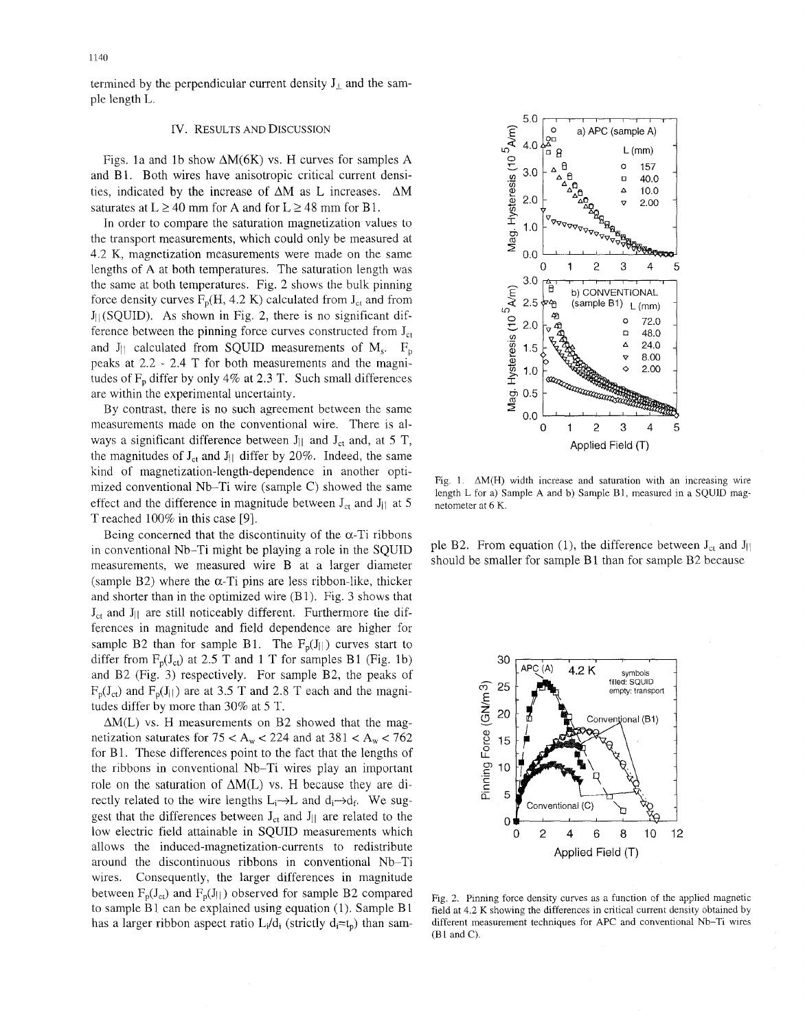termined by the perpendicular current density $J_{\perp}$ and the sample length L.

## IV. RESULTS AND DISCUSSION

Figs. 1a and 1b show $\Delta M(6K)$ vs. H curves for samples A and B1. Both wires have anisotropic critical current densities, indicated by the increase of $\Delta M$ as L increases. $\Delta M$ saturates at $L \geq 40$ mm for A and for $L \geq 48$ mm for B1.

In order to compare the saturation magnetization values to the transport measurements, which could only be measured at 4.2 K, magnetization measurements were made on the same lengths of A at both temperatures. The saturation length was the same at both temperatures. Fig. 2 shows the bulk pinning force density curves $F_p(H, 4.2\text{ K})$ calculated from $J_{ct}$ and from $J_{||}$(SQUID). As shown in Fig. 2, there is no significant difference between the pinning force curves constructed from $J_{ct}$ and $J_{||}$ calculated from SQUID measurements of $M_s$. $F_p$ peaks at 2.2 - 2.4 T for both measurements and the magnitudes of $F_p$ differ by only 4% at 2.3 T. Such small differences are within the experimental uncertainty.

By contrast, there is no such agreement between the same measurements made on the conventional wire. There is always a significant difference between $J_{||}$ and $J_{ct}$ and, at 5 T, the magnitudes of $J_{ct}$ and $J_{||}$ differ by 20%. Indeed, the same kind of magnetization-length-dependence in another optimized conventional Nb–Ti wire (sample C) showed the same effect and the difference in magnitude between $J_{ct}$ and $J_{||}$ at 5 T reached 100% in this case [9].

Being concerned that the discontinuity of the α-Ti ribbons in conventional Nb–Ti might be playing a role in the SQUID measurements, we measured wire B at a larger diameter (sample B2) where the α-Ti pins are less ribbon-like, thicker and shorter than in the optimized wire (B1). Fig. 3 shows that $J_{ct}$ and $J_{||}$ are still noticeably different. Furthermore the differences in magnitude and field dependence are higher for sample B2 than for sample B1. The $F_p(J_{||})$ curves start to differ from $F_p(J_{ct})$ at 2.5 T and 1 T for samples B1 (Fig. 1b) and B2 (Fig. 3) respectively. For sample B2, the peaks of $F_p(J_{ct})$ and $F_p(J_{||})$ are at 3.5 T and 2.8 T each and the magnitudes differ by more than 30% at 5 T.

$\Delta M(L)$ vs. H measurements on B2 showed that the magnetization saturates for $75 < A_w < 224$ and at $381 < A_w < 762$ for B1. These differences point to the fact that the lengths of the ribbons in conventional Nb–Ti wires play an important role on the saturation of $\Delta M(L)$ vs. H because they are directly related to the wire lengths $L_i \rightarrow L$ and $d_i \rightarrow d_f$. We suggest that the differences between $J_{ct}$ and $J_{||}$ are related to the low electric field attainable in SQUID measurements which allows the induced-magnetization-currents to redistribute around the discontinuous ribbons in conventional Nb–Ti wires. Consequently, the larger differences in magnitude between $F_p(J_{ct})$ and $F_p(J_{||})$ observed for sample B2 compared to sample B1 can be explained using equation (1). Sample B1 has a larger ribbon aspect ratio $L_i/d_i$ (strictly $d_i = t_p$) than sample B2. From equation (1), the difference between $J_{ct}$ and $J_{||}$ should be smaller for sample B1 than for sample B2 because

Fig. 1. $\Delta M(H)$ width increase and saturation with an increasing wire length L for a) Sample A and b) Sample B1, measured in a SQUID magnetometer at 6 K.

Fig. 2. Pinning force density curves as a function of the applied magnetic field at 4.2 K showing the differences in critical current density obtained by different measurement techniques for APC and conventional Nb–Ti wires (B1 and C).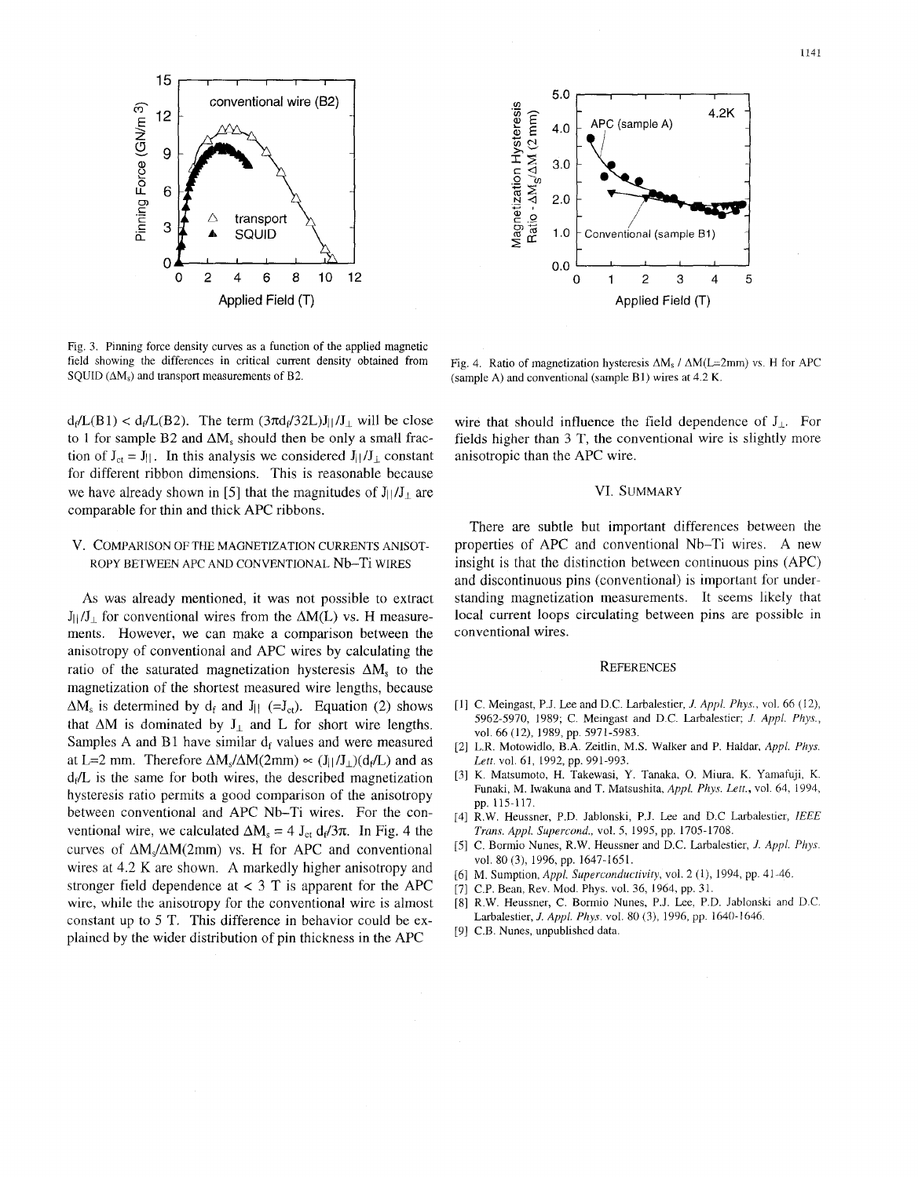15

conventional wire (B2)

12

9

6

3

0

Pinning Force (GN/m 3)

△ transport

▲ SQUID

0 2 4 6 8 10 12

Applied Field (T)

Fig. 3. Pinning force density curves as a function of the applied magnetic field showing the differences in critical current density obtained from SQUID ($\Delta M_s$) and transport measurements of B2.

5.0

4.2K

APC (sample A)

4.0

3.0

2.0

1.0

Conventional (sample B1)

0.0

Magnetization Hysteresis Ratio - $\Delta M_s/\Delta M$ (2 mm)

0 1 2 3 4 5

Applied Field (T)

Fig. 4. Ratio of magnetization hysteresis $\Delta M_s$ / $\Delta M$(L=2mm) vs. H for APC (sample A) and conventional (sample B1) wires at 4.2 K.

$d_f/L(B1) < d_f/L(B2)$. The term $(3\pi d_f/32L)J_{||}/J_{\perp}$ will be close to 1 for sample B2 and $\Delta M_s$ should then be only a small fraction of $J_{ct} = J_{||}$. In this analysis we considered $J_{||}/J_{\perp}$ constant for different ribbon dimensions. This is reasonable because we have already shown in [5] that the magnitudes of $J_{||}/J_{\perp}$ are comparable for thin and thick APC ribbons.

## V. Comparison of the Magnetization Currents Anisotropy Between APC and Conventional Nb–Ti Wires

As was already mentioned, it was not possible to extract $J_{||}/J_{\perp}$ for conventional wires from the $\Delta M(L)$ vs. H measurements. However, we can make a comparison between the anisotropy of conventional and APC wires by calculating the ratio of the saturated magnetization hysteresis $\Delta M_s$ to the magnetization of the shortest measured wire lengths, because $\Delta M_s$ is determined by $d_f$ and $J_{||}$ ($=J_{ct}$). Equation (2) shows that $\Delta M$ is dominated by $J_{\perp}$ and L for short wire lengths. Samples A and B1 have similar $d_f$ values and were measured at L=2 mm. Therefore $\Delta M_s/\Delta M(2\text{mm}) \propto (J_{||}/J_{\perp})(d_f/L)$ and as $d_f/L$ is the same for both wires, the described magnetization hysteresis ratio permits a good comparison of the anisotropy between conventional and APC Nb–Ti wires. For the conventional wire, we calculated $\Delta M_s = 4\ J_{ct}\ d_f/3\pi$. In Fig. 4 the curves of $\Delta M_s/\Delta M(2\text{mm})$ vs. H for APC and conventional wires at 4.2 K are shown. A markedly higher anisotropy and stronger field dependence at < 3 T is apparent for the APC wire, while the anisotropy for the conventional wire is almost constant up to 5 T. This difference in behavior could be explained by the wider distribution of pin thickness in the APC wire that should influence the field dependence of $J_{\perp}$. For fields higher than 3 T, the conventional wire is slightly more anisotropic than the APC wire.

## VI. Summary

There are subtle but important differences between the properties of APC and conventional Nb–Ti wires. A new insight is that the distinction between continuous pins (APC) and discontinuous pins (conventional) is important for understanding magnetization measurements. It seems likely that local current loops circulating between pins are possible in conventional wires.

## References

[1] C. Meingast, P.J. Lee and D.C. Larbalestier, *J. Appl. Phys.*, vol. 66 (12), 5962-5970, 1989; C. Meingast and D.C. Larbalestier; *J. Appl. Phys.*, vol. 66 (12), 1989, pp. 5971-5983.

[2] L.R. Motowidlo, B.A. Zeitlin, M.S. Walker and P. Haldar, *Appl. Phys. Lett.* vol. 61, 1992, pp. 991-993.

[3] K. Matsumoto, H. Takewasi, Y. Tanaka, O. Miura, K. Yamafuji, K. Funaki, M. Iwakuna and T. Matsushita, *Appl. Phys. Lett.*, vol. 64, 1994, pp. 115-117.

[4] R.W. Heussner, P.D. Jablonski, P.J. Lee and D.C Larbalestier, *IEEE Trans. Appl. Supercond.*, vol. 5, 1995, pp. 1705-1708.

[5] C. Bormio Nunes, R.W. Heussner and D.C. Larbalestier, *J. Appl. Phys.* vol. 80 (3), 1996, pp. 1647-1651.

[6] M. Sumption, *Appl. Superconductivity*, vol. 2 (1), 1994, pp. 41-46.

[7] C.P. Bean, Rev. Mod. Phys. vol. 36, 1964, pp. 31.

[8] R.W. Heussner, C. Bormio Nunes, P.J. Lee, P.D. Jablonski and D.C. Larbalestier, *J. Appl. Phys.* vol. 80 (3), 1996, pp. 1640-1646.

[9] C.B. Nunes, unpublished data.